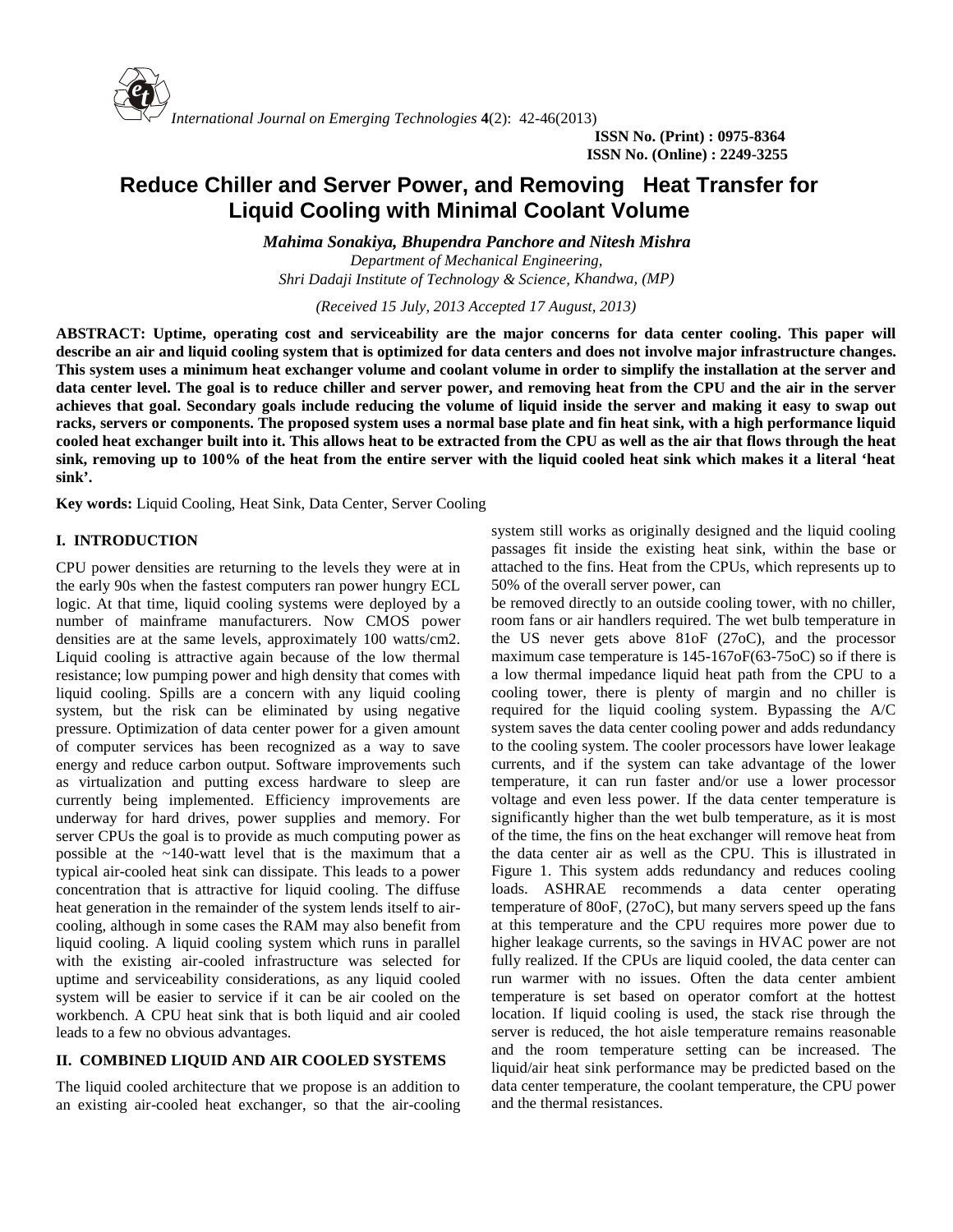# Reduce Chiller and Server Power, and Removing Heat Transfer for Liquid Cooling with Minimal Coolant Volume

***Mahima Sonakiya, Bhupendra Panchore and Nitesh Mishra***

*Department of Mechanical Engineering,*
*Shri Dadaji Institute of Technology & Science, Khandwa, (MP)*

*(Received 15 July, 2013 Accepted 17 August, 2013)*

**ABSTRACT: Uptime, operating cost and serviceability are the major concerns for data center cooling. This paper will describe an air and liquid cooling system that is optimized for data centers and does not involve major infrastructure changes. This system uses a minimum heat exchanger volume and coolant volume in order to simplify the installation at the server and data center level. The goal is to reduce chiller and server power, and removing heat from the CPU and the air in the server achieves that goal. Secondary goals include reducing the volume of liquid inside the server and making it easy to swap out racks, servers or components. The proposed system uses a normal base plate and fin heat sink, with a high performance liquid cooled heat exchanger built into it. This allows heat to be extracted from the CPU as well as the air that flows through the heat sink, removing up to 100% of the heat from the entire server with the liquid cooled heat sink which makes it a literal 'heat sink'.**

**Key words:** Liquid Cooling, Heat Sink, Data Center, Server Cooling

## I. INTRODUCTION

CPU power densities are returning to the levels they were at in the early 90s when the fastest computers ran power hungry ECL logic. At that time, liquid cooling systems were deployed by a number of mainframe manufacturers. Now CMOS power densities are at the same levels, approximately 100 watts/cm2. Liquid cooling is attractive again because of the low thermal resistance; low pumping power and high density that comes with liquid cooling. Spills are a concern with any liquid cooling system, but the risk can be eliminated by using negative pressure. Optimization of data center power for a given amount of computer services has been recognized as a way to save energy and reduce carbon output. Software improvements such as virtualization and putting excess hardware to sleep are currently being implemented. Efficiency improvements are underway for hard drives, power supplies and memory. For server CPUs the goal is to provide as much computing power as possible at the ~140-watt level that is the maximum that a typical air-cooled heat sink can dissipate. This leads to a power concentration that is attractive for liquid cooling. The diffuse heat generation in the remainder of the system lends itself to air-cooling, although in some cases the RAM may also benefit from liquid cooling. A liquid cooling system which runs in parallel with the existing air-cooled infrastructure was selected for uptime and serviceability considerations, as any liquid cooled system will be easier to service if it can be air cooled on the workbench. A CPU heat sink that is both liquid and air cooled leads to a few no obvious advantages.

## II. COMBINED LIQUID AND AIR COOLED SYSTEMS

The liquid cooled architecture that we propose is an addition to an existing air-cooled heat exchanger, so that the air-cooling system still works as originally designed and the liquid cooling passages fit inside the existing heat sink, within the base or attached to the fins. Heat from the CPUs, which represents up to 50% of the overall server power, can be removed directly to an outside cooling tower, with no chiller, room fans or air handlers required. The wet bulb temperature in the US never gets above 81oF (27oC), and the processor maximum case temperature is 145-167oF(63-75oC) so if there is a low thermal impedance liquid heat path from the CPU to a cooling tower, there is plenty of margin and no chiller is required for the liquid cooling system. Bypassing the A/C system saves the data center cooling power and adds redundancy to the cooling system. The cooler processors have lower leakage currents, and if the system can take advantage of the lower temperature, it can run faster and/or use a lower processor voltage and even less power. If the data center temperature is significantly higher than the wet bulb temperature, as it is most of the time, the fins on the heat exchanger will remove heat from the data center air as well as the CPU. This is illustrated in Figure 1. This system adds redundancy and reduces cooling loads. ASHRAE recommends a data center operating temperature of 80oF, (27oC), but many servers speed up the fans at this temperature and the CPU requires more power due to higher leakage currents, so the savings in HVAC power are not fully realized. If the CPUs are liquid cooled, the data center can run warmer with no issues. Often the data center ambient temperature is set based on operator comfort at the hottest location. If liquid cooling is used, the stack rise through the server is reduced, the hot aisle temperature remains reasonable and the room temperature setting can be increased. The liquid/air heat sink performance may be predicted based on the data center temperature, the coolant temperature, the CPU power and the thermal resistances.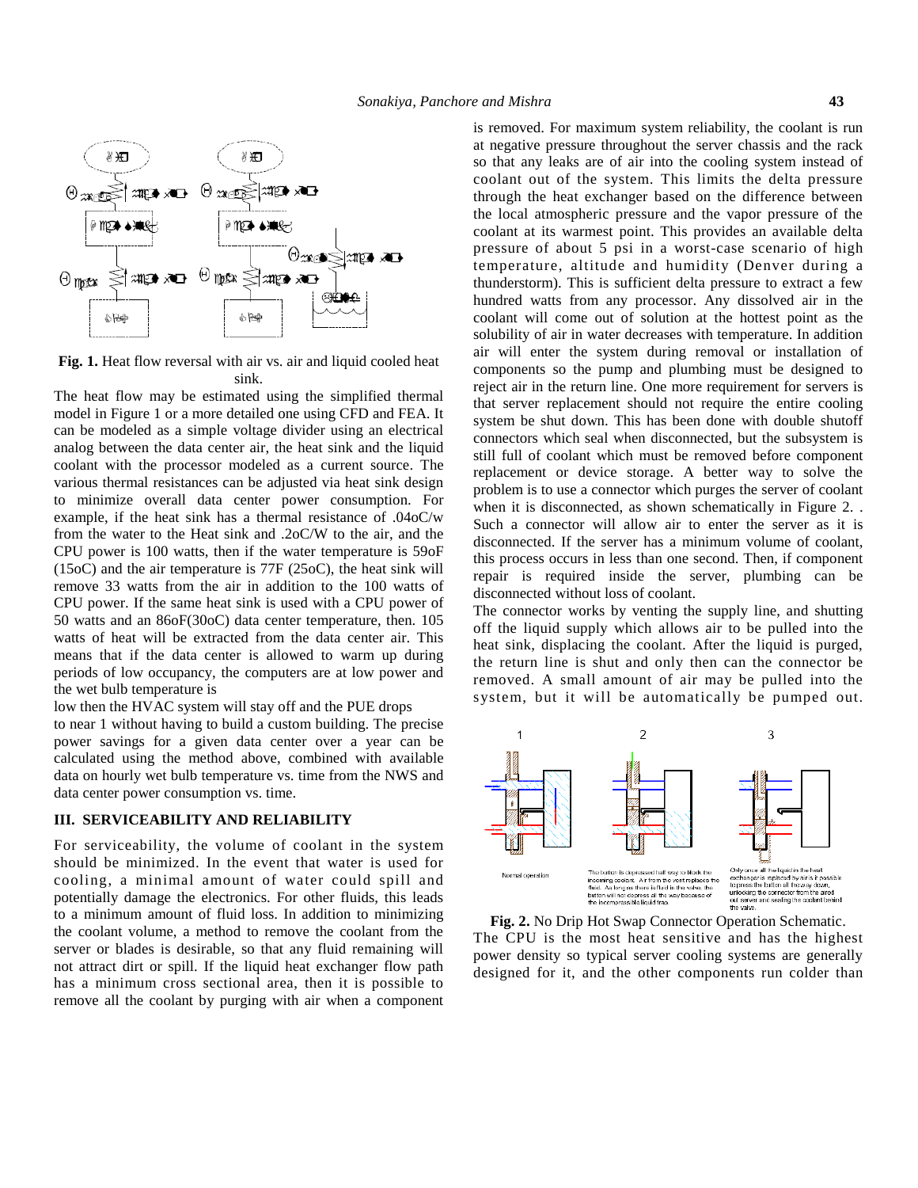**Fig. 1.** Heat flow reversal with air vs. air and liquid cooled heat sink.

The heat flow may be estimated using the simplified thermal model in Figure 1 or a more detailed one using CFD and FEA. It can be modeled as a simple voltage divider using an electrical analog between the data center air, the heat sink and the liquid coolant with the processor modeled as a current source. The various thermal resistances can be adjusted via heat sink design to minimize overall data center power consumption. For example, if the heat sink has a thermal resistance of .04oC/w from the water to the Heat sink and .2oC/W to the air, and the CPU power is 100 watts, then if the water temperature is 59oF (15oC) and the air temperature is 77F (25oC), the heat sink will remove 33 watts from the air in addition to the 100 watts of CPU power. If the same heat sink is used with a CPU power of 50 watts and an 86oF(30oC) data center temperature, then. 105 watts of heat will be extracted from the data center air. This means that if the data center is allowed to warm up during periods of low occupancy, the computers are at low power and the wet bulb temperature is

low then the HVAC system will stay off and the PUE drops to near 1 without having to build a custom building. The precise power savings for a given data center over a year can be calculated using the method above, combined with available data on hourly wet bulb temperature vs. time from the NWS and data center power consumption vs. time.

## III. SERVICEABILITY AND RELIABILITY

For serviceability, the volume of coolant in the system should be minimized. In the event that water is used for cooling, a minimal amount of water could spill and potentially damage the electronics. For other fluids, this leads to a minimum amount of fluid loss. In addition to minimizing the coolant volume, a method to remove the coolant from the server or blades is desirable, so that any fluid remaining will not attract dirt or spill. If the liquid heat exchanger flow path has a minimum cross sectional area, then it is possible to remove all the coolant by purging with air when a component is removed. For maximum system reliability, the coolant is run at negative pressure throughout the server chassis and the rack so that any leaks are of air into the cooling system instead of coolant out of the system. This limits the delta pressure through the heat exchanger based on the difference between the local atmospheric pressure and the vapor pressure of the coolant at its warmest point. This provides an available delta pressure of about 5 psi in a worst-case scenario of high temperature, altitude and humidity (Denver during a thunderstorm). This is sufficient delta pressure to extract a few hundred watts from any processor. Any dissolved air in the coolant will come out of solution at the hottest point as the solubility of air in water decreases with temperature. In addition air will enter the system during removal or installation of components so the pump and plumbing must be designed to reject air in the return line. One more requirement for servers is that server replacement should not require the entire cooling system be shut down. This has been done with double shutoff connectors which seal when disconnected, but the subsystem is still full of coolant which must be removed before component replacement or device storage. A better way to solve the problem is to use a connector which purges the server of coolant when it is disconnected, as shown schematically in Figure 2. . Such a connector will allow air to enter the server as it is disconnected. If the server has a minimum volume of coolant, this process occurs in less than one second. Then, if component repair is required inside the server, plumbing can be disconnected without loss of coolant.

The connector works by venting the supply line, and shutting off the liquid supply which allows air to be pulled into the heat sink, displacing the coolant. After the liquid is purged, the return line is shut and only then can the connector be removed. A small amount of air may be pulled into the system, but it will be automatically be pumped out.

1

2

3

Normal operation

The button is depressed half way to block the incoming coolant. Air from the vent replaces the fluid. As long as there is fluid in the valve, the button will not depress all the way because of the incompressible liquid trap.

Only once all the liquid in the heat exchanger is replaced by air is it possible to press the button all the way down, unlocking the connector from the aired out server and sealing the coolant behind the valve.

**Fig. 2.** No Drip Hot Swap Connector Operation Schematic.

The CPU is the most heat sensitive and has the highest power density so typical server cooling systems are generally designed for it, and the other components run colder than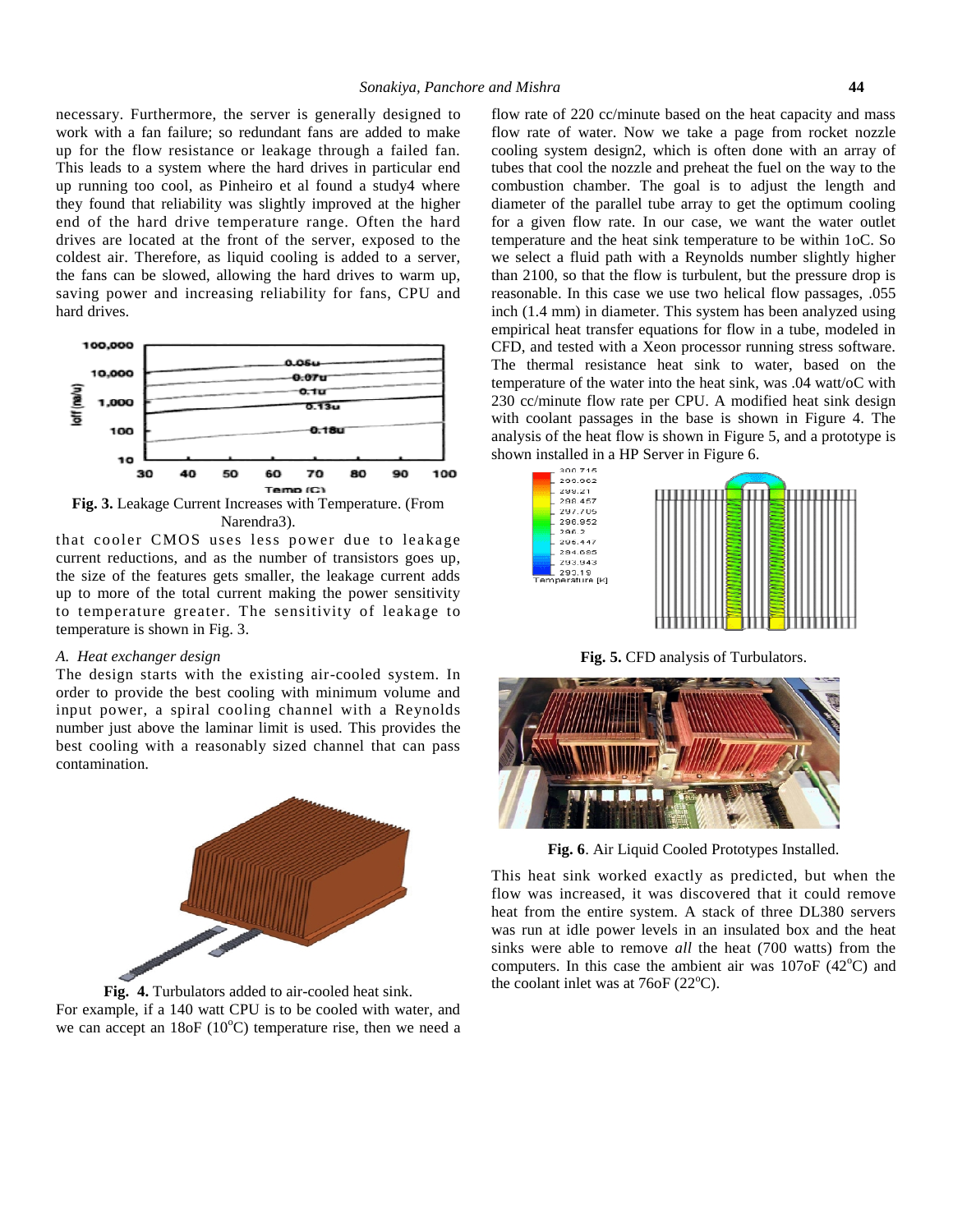necessary. Furthermore, the server is generally designed to work with a fan failure; so redundant fans are added to make up for the flow resistance or leakage through a failed fan. This leads to a system where the hard drives in particular end up running too cool, as Pinheiro et al found a study4 where they found that reliability was slightly improved at the higher end of the hard drive temperature range. Often the hard drives are located at the front of the server, exposed to the coldest air. Therefore, as liquid cooling is added to a server, the fans can be slowed, allowing the hard drives to warm up, saving power and increasing reliability for fans, CPU and hard drives.

**Fig. 3.** Leakage Current Increases with Temperature. (From Narendra3).

that cooler CMOS uses less power due to leakage current reductions, and as the number of transistors goes up, the size of the features gets smaller, the leakage current adds up to more of the total current making the power sensitivity to temperature greater. The sensitivity of leakage to temperature is shown in Fig. 3.

### *A. Heat exchanger design*

The design starts with the existing air-cooled system. In order to provide the best cooling with minimum volume and input power, a spiral cooling channel with a Reynolds number just above the laminar limit is used. This provides the best cooling with a reasonably sized channel that can pass contamination.

**Fig. 4.** Turbulators added to air-cooled heat sink.

For example, if a 140 watt CPU is to be cooled with water, and we can accept an 18oF (10$^o$C) temperature rise, then we need a flow rate of 220 cc/minute based on the heat capacity and mass flow rate of water. Now we take a page from rocket nozzle cooling system design2, which is often done with an array of tubes that cool the nozzle and preheat the fuel on the way to the combustion chamber. The goal is to adjust the length and diameter of the parallel tube array to get the optimum cooling for a given flow rate. In our case, we want the water outlet temperature and the heat sink temperature to be within 1oC. So we select a fluid path with a Reynolds number slightly higher than 2100, so that the flow is turbulent, but the pressure drop is reasonable. In this case we use two helical flow passages, .055 inch (1.4 mm) in diameter. This system has been analyzed using empirical heat transfer equations for flow in a tube, modeled in CFD, and tested with a Xeon processor running stress software. The thermal resistance heat sink to water, based on the temperature of the water into the heat sink, was .04 watt/oC with 230 cc/minute flow rate per CPU. A modified heat sink design with coolant passages in the base is shown in Figure 4. The analysis of the heat flow is shown in Figure 5, and a prototype is shown installed in a HP Server in Figure 6.

**Fig. 5.** CFD analysis of Turbulators.

**Fig. 6**. Air Liquid Cooled Prototypes Installed.

This heat sink worked exactly as predicted, but when the flow was increased, it was discovered that it could remove heat from the entire system. A stack of three DL380 servers was run at idle power levels in an insulated box and the heat sinks were able to remove *all* the heat (700 watts) from the computers. In this case the ambient air was 107oF (42$^o$C) and the coolant inlet was at 76oF (22$^o$C).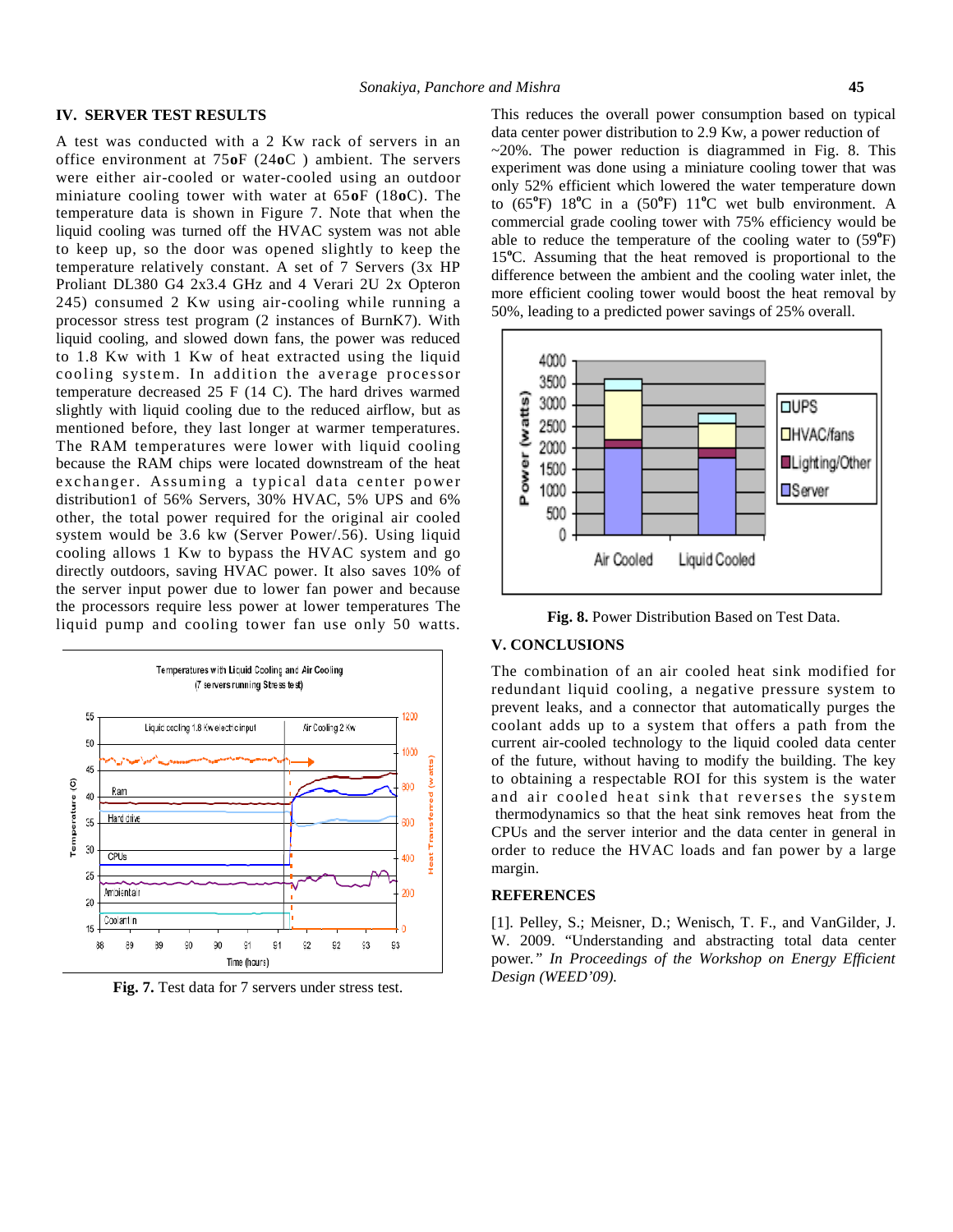## IV. SERVER TEST RESULTS

A test was conducted with a 2 Kw rack of servers in an office environment at 75**o**F (24**o**C ) ambient. The servers were either air-cooled or water-cooled using an outdoor miniature cooling tower with water at 65**o**F (18**o**C). The temperature data is shown in Figure 7. Note that when the liquid cooling was turned off the HVAC system was not able to keep up, so the door was opened slightly to keep the temperature relatively constant. A set of 7 Servers (3x HP Proliant DL380 G4 2x3.4 GHz and 4 Verari 2U 2x Opteron 245) consumed 2 Kw using air-cooling while running a processor stress test program (2 instances of BurnK7). With liquid cooling, and slowed down fans, the power was reduced to 1.8 Kw with 1 Kw of heat extracted using the liquid cooling system. In addition the average processor temperature decreased 25 F (14 C). The hard drives warmed slightly with liquid cooling due to the reduced airflow, but as mentioned before, they last longer at warmer temperatures. The RAM temperatures were lower with liquid cooling because the RAM chips were located downstream of the heat exchanger. Assuming a typical data center power distribution1 of 56% Servers, 30% HVAC, 5% UPS and 6% other, the total power required for the original air cooled system would be 3.6 kw (Server Power/.56). Using liquid cooling allows 1 Kw to bypass the HVAC system and go directly outdoors, saving HVAC power. It also saves 10% of the server input power due to lower fan power and because the processors require less power at lower temperatures The liquid pump and cooling tower fan use only 50 watts.

**Fig. 7.** Test data for 7 servers under stress test.

This reduces the overall power consumption based on typical data center power distribution to 2.9 Kw, a power reduction of ~20%. The power reduction is diagrammed in Fig. 8. This experiment was done using a miniature cooling tower that was only 52% efficient which lowered the water temperature down to (65°F) 18°C in a (50°F) 11°C wet bulb environment. A commercial grade cooling tower with 75% efficiency would be able to reduce the temperature of the cooling water to (59°F) 15°C. Assuming that the heat removed is proportional to the difference between the ambient and the cooling water inlet, the more efficient cooling tower would boost the heat removal by 50%, leading to a predicted power savings of 25% overall.

**Fig. 8.** Power Distribution Based on Test Data.

## V. CONCLUSIONS

The combination of an air cooled heat sink modified for redundant liquid cooling, a negative pressure system to prevent leaks, and a connector that automatically purges the coolant adds up to a system that offers a path from the current air-cooled technology to the liquid cooled data center of the future, without having to modify the building. The key to obtaining a respectable ROI for this system is the water and air cooled heat sink that reverses the system thermodynamics so that the heat sink removes heat from the CPUs and the server interior and the data center in general in order to reduce the HVAC loads and fan power by a large margin.

## REFERENCES

[1]. Pelley, S.; Meisner, D.; Wenisch, T. F., and VanGilder, J. W. 2009. "Understanding and abstracting total data center power." *In Proceedings of the Workshop on Energy Efficient Design (WEED'09).*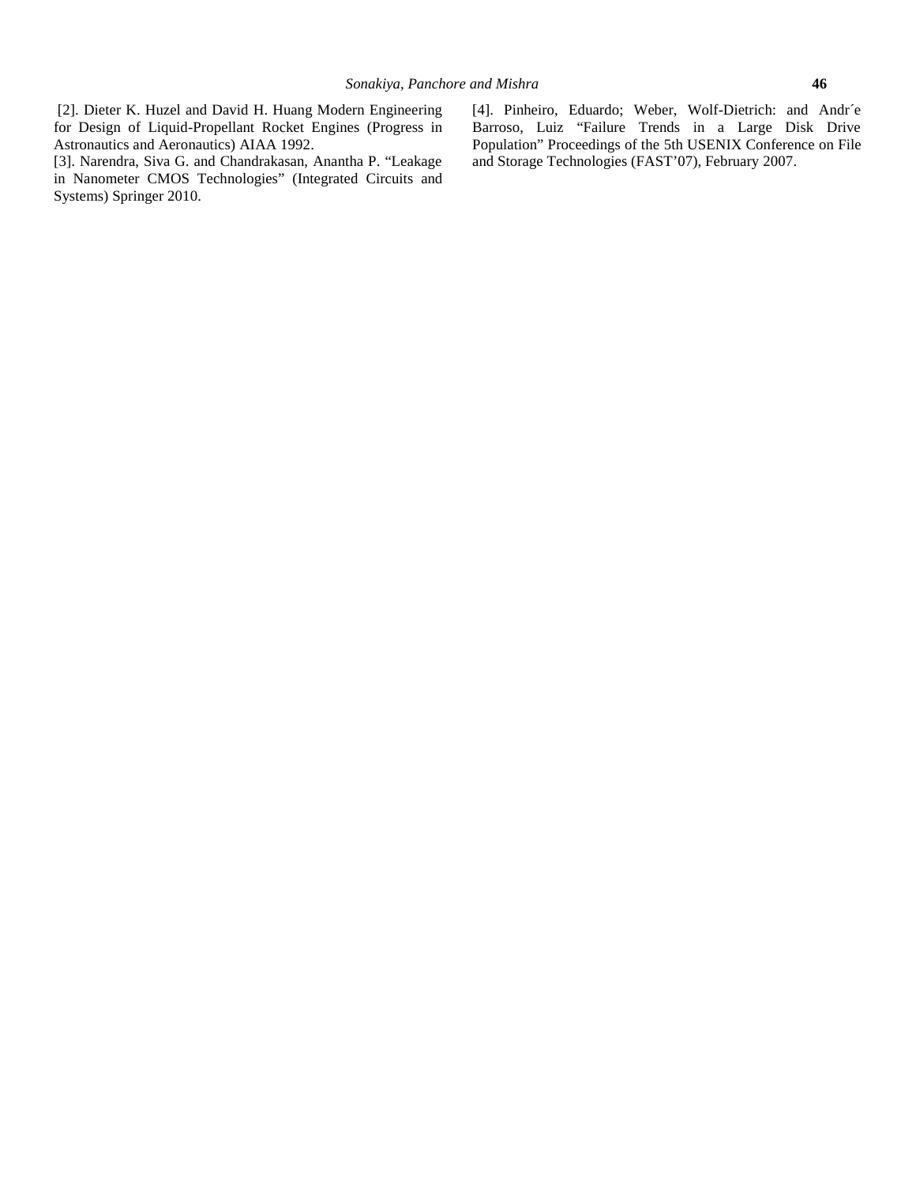[2]. Dieter K. Huzel and David H. Huang Modern Engineering for Design of Liquid-Propellant Rocket Engines (Progress in Astronautics and Aeronautics) AIAA 1992.

[3]. Narendra, Siva G. and Chandrakasan, Anantha P. "Leakage in Nanometer CMOS Technologies" (Integrated Circuits and Systems) Springer 2010.

[4]. Pinheiro, Eduardo; Weber, Wolf-Dietrich: and Andr´e Barroso, Luiz "Failure Trends in a Large Disk Drive Population" Proceedings of the 5th USENIX Conference on File and Storage Technologies (FAST'07), February 2007.